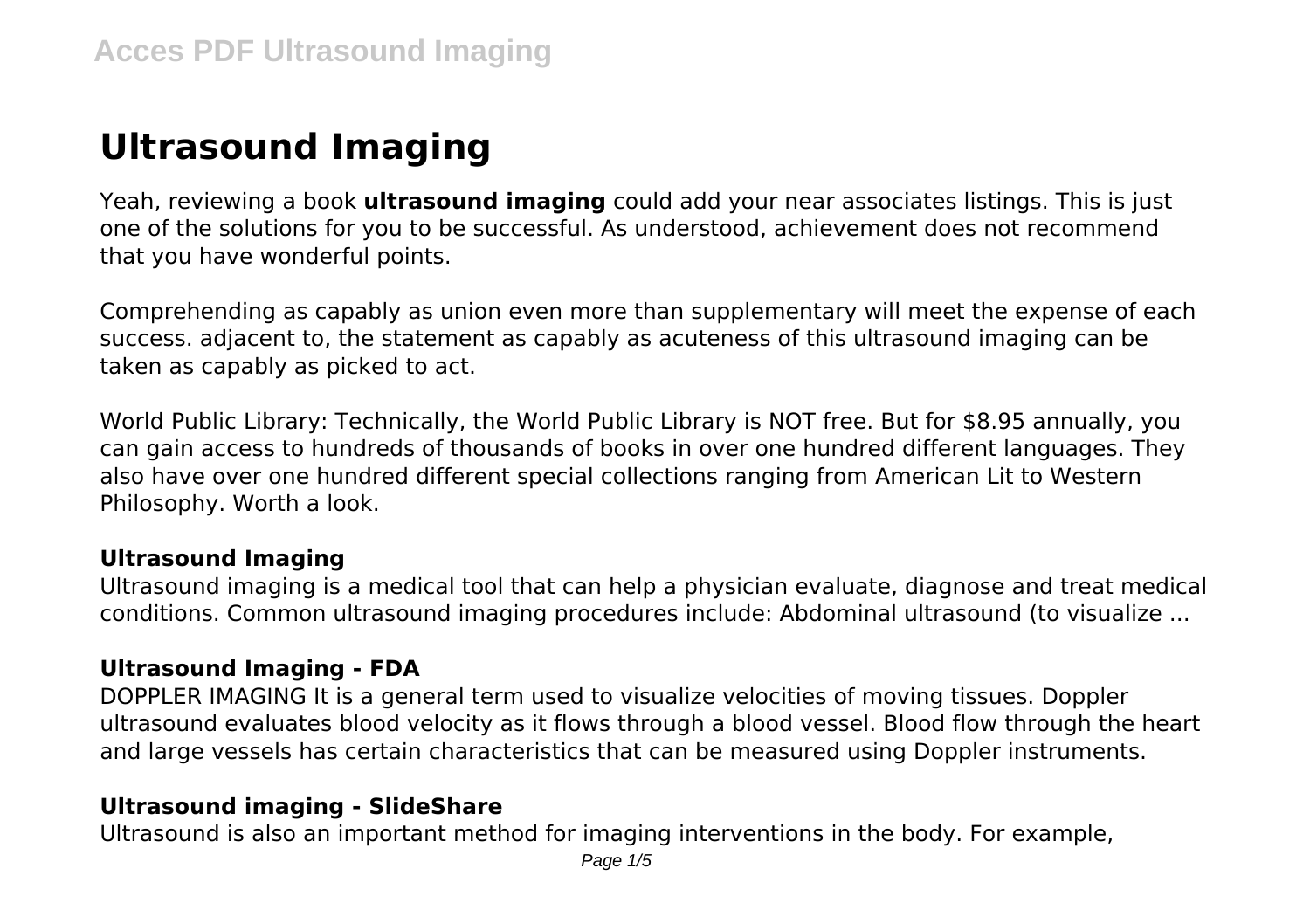# Ultrasound Imaging

Yeah, reviewing a book **ultrasound imaging** could add your near associates listings. This is just one of the solutions for you to be successful. As understood, achievement does not recommend that you have wonderful points.

Comprehending as capably as union even more than supplementary will meet the expense of each success. adjacent to, the statement as capably as acuteness of this ultrasound imaging can be taken as capably as picked to act.

World Public Library: Technically, the World Public Library is NOT free. But for $8.95 annually, you can gain access to hundreds of thousands of books in over one hundred different languages. They also have over one hundred different special collections ranging from American Lit to Western Philosophy. Worth a look.

### Ultrasound Imaging

Ultrasound imaging is a medical tool that can help a physician evaluate, diagnose and treat medical conditions. Common ultrasound imaging procedures include: Abdominal ultrasound (to visualize ...

### Ultrasound Imaging - FDA

DOPPLER IMAGING It is a general term used to visualize velocities of moving tissues. Doppler ultrasound evaluates blood velocity as it flows through a blood vessel. Blood flow through the heart and large vessels has certain characteristics that can be measured using Doppler instruments.

### Ultrasound imaging - SlideShare

Ultrasound is also an important method for imaging interventions in the body. For example,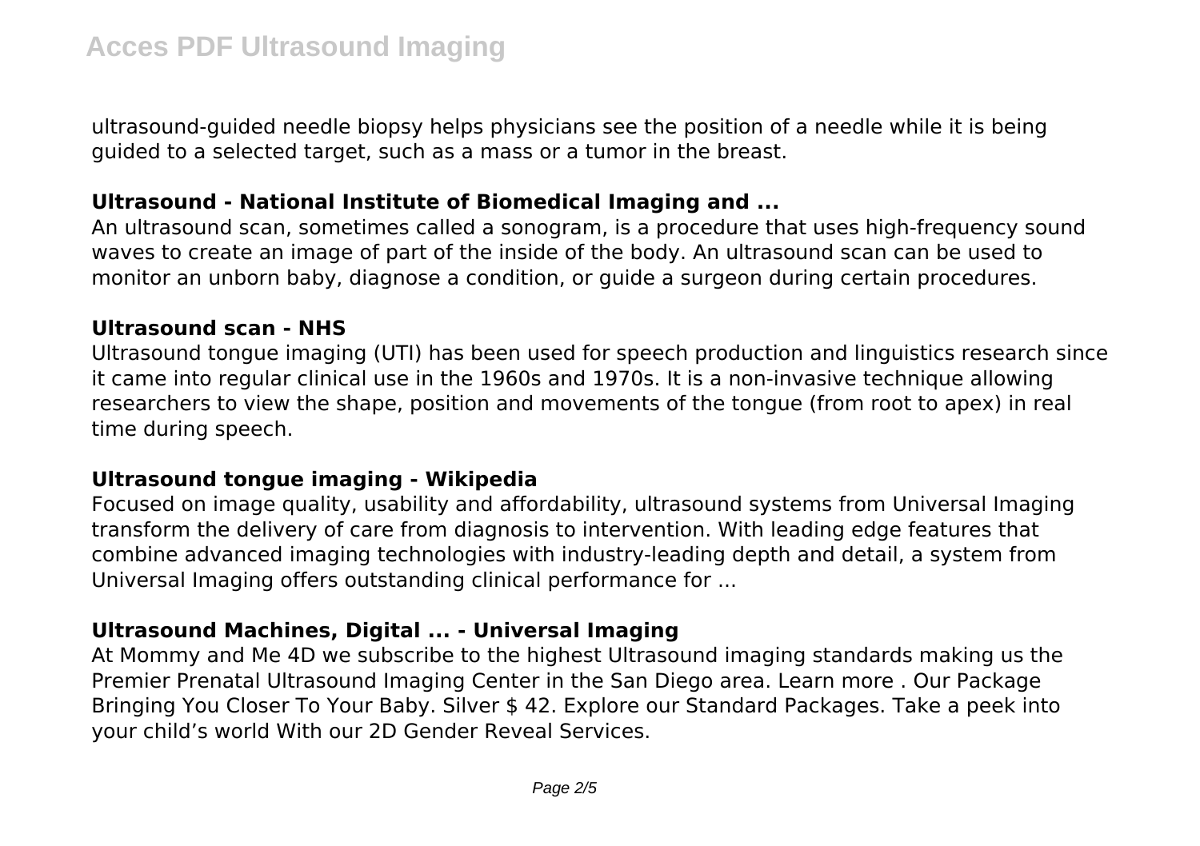ultrasound-guided needle biopsy helps physicians see the position of a needle while it is being guided to a selected target, such as a mass or a tumor in the breast.

### Ultrasound - National Institute of Biomedical Imaging and ...

An ultrasound scan, sometimes called a sonogram, is a procedure that uses high-frequency sound waves to create an image of part of the inside of the body. An ultrasound scan can be used to monitor an unborn baby, diagnose a condition, or guide a surgeon during certain procedures.

### Ultrasound scan - NHS

Ultrasound tongue imaging (UTI) has been used for speech production and linguistics research since it came into regular clinical use in the 1960s and 1970s. It is a non-invasive technique allowing researchers to view the shape, position and movements of the tongue (from root to apex) in real time during speech.

### Ultrasound tongue imaging - Wikipedia

Focused on image quality, usability and affordability, ultrasound systems from Universal Imaging transform the delivery of care from diagnosis to intervention. With leading edge features that combine advanced imaging technologies with industry-leading depth and detail, a system from Universal Imaging offers outstanding clinical performance for ...

### Ultrasound Machines, Digital ... - Universal Imaging

At Mommy and Me 4D we subscribe to the highest Ultrasound imaging standards making us the Premier Prenatal Ultrasound Imaging Center in the San Diego area. Learn more . Our Package Bringing You Closer To Your Baby. Silver $ 42. Explore our Standard Packages. Take a peek into your child's world With our 2D Gender Reveal Services.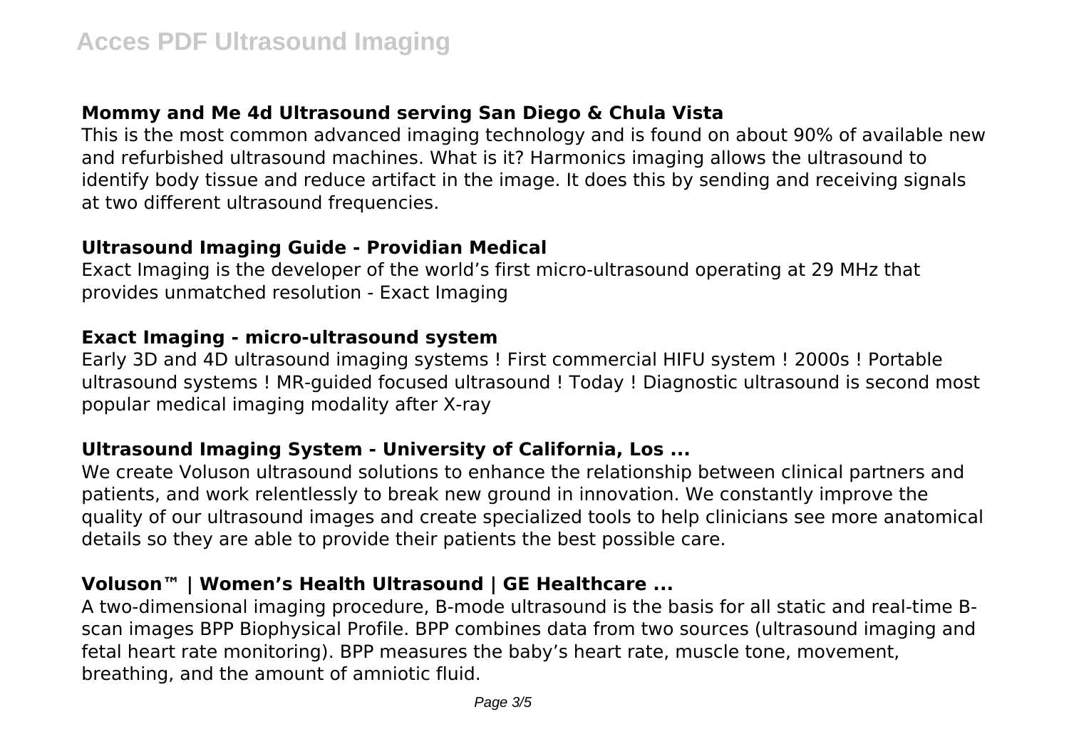### Mommy and Me 4d Ultrasound serving San Diego & Chula Vista

This is the most common advanced imaging technology and is found on about 90% of available new and refurbished ultrasound machines. What is it? Harmonics imaging allows the ultrasound to identify body tissue and reduce artifact in the image. It does this by sending and receiving signals at two different ultrasound frequencies.

### Ultrasound Imaging Guide - Providian Medical

Exact Imaging is the developer of the world's first micro-ultrasound operating at 29 MHz that provides unmatched resolution - Exact Imaging

### Exact Imaging - micro-ultrasound system

Early 3D and 4D ultrasound imaging systems ! First commercial HIFU system ! 2000s ! Portable ultrasound systems ! MR-guided focused ultrasound ! Today ! Diagnostic ultrasound is second most popular medical imaging modality after X-ray

### Ultrasound Imaging System - University of California, Los ...

We create Voluson ultrasound solutions to enhance the relationship between clinical partners and patients, and work relentlessly to break new ground in innovation. We constantly improve the quality of our ultrasound images and create specialized tools to help clinicians see more anatomical details so they are able to provide their patients the best possible care.

### Voluson™ | Women's Health Ultrasound | GE Healthcare ...

A two-dimensional imaging procedure, B-mode ultrasound is the basis for all static and real-time B-scan images BPP Biophysical Profile. BPP combines data from two sources (ultrasound imaging and fetal heart rate monitoring). BPP measures the baby's heart rate, muscle tone, movement, breathing, and the amount of amniotic fluid.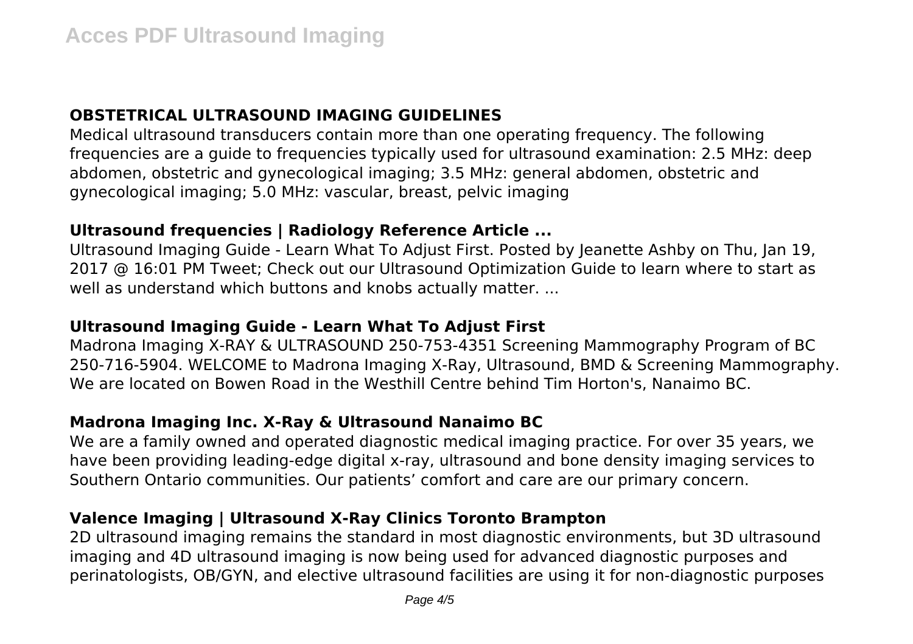## OBSTETRICAL ULTRASOUND IMAGING GUIDELINES

Medical ultrasound transducers contain more than one operating frequency. The following frequencies are a guide to frequencies typically used for ultrasound examination: 2.5 MHz: deep abdomen, obstetric and gynecological imaging; 3.5 MHz: general abdomen, obstetric and gynecological imaging; 5.0 MHz: vascular, breast, pelvic imaging

## Ultrasound frequencies | Radiology Reference Article ...

Ultrasound Imaging Guide - Learn What To Adjust First. Posted by Jeanette Ashby on Thu, Jan 19, 2017 @ 16:01 PM Tweet; Check out our Ultrasound Optimization Guide to learn where to start as well as understand which buttons and knobs actually matter. ...

## Ultrasound Imaging Guide - Learn What To Adjust First

Madrona Imaging X-RAY & ULTRASOUND 250-753-4351 Screening Mammography Program of BC 250-716-5904. WELCOME to Madrona Imaging X-Ray, Ultrasound, BMD & Screening Mammography. We are located on Bowen Road in the Westhill Centre behind Tim Horton's, Nanaimo BC.

## Madrona Imaging Inc. X-Ray & Ultrasound Nanaimo BC

We are a family owned and operated diagnostic medical imaging practice. For over 35 years, we have been providing leading-edge digital x-ray, ultrasound and bone density imaging services to Southern Ontario communities. Our patients' comfort and care are our primary concern.

## Valence Imaging | Ultrasound X-Ray Clinics Toronto Brampton

2D ultrasound imaging remains the standard in most diagnostic environments, but 3D ultrasound imaging and 4D ultrasound imaging is now being used for advanced diagnostic purposes and perinatologists, OB/GYN, and elective ultrasound facilities are using it for non-diagnostic purposes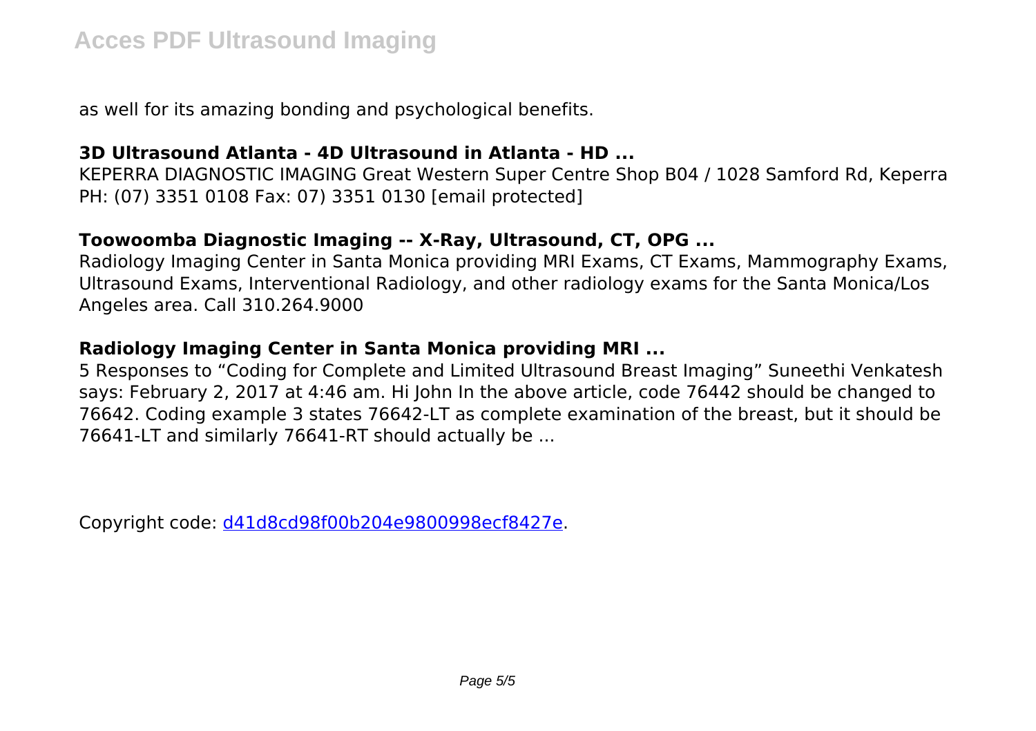as well for its amazing bonding and psychological benefits.

**3D Ultrasound Atlanta - 4D Ultrasound in Atlanta - HD ...**

KEPERRA DIAGNOSTIC IMAGING Great Western Super Centre Shop B04 / 1028 Samford Rd, Keperra PH: (07) 3351 0108 Fax: 07) 3351 0130 [email protected]

**Toowoomba Diagnostic Imaging -- X-Ray, Ultrasound, CT, OPG ...**

Radiology Imaging Center in Santa Monica providing MRI Exams, CT Exams, Mammography Exams, Ultrasound Exams, Interventional Radiology, and other radiology exams for the Santa Monica/Los Angeles area. Call 310.264.9000

**Radiology Imaging Center in Santa Monica providing MRI ...**

5 Responses to "Coding for Complete and Limited Ultrasound Breast Imaging" Suneethi Venkatesh says: February 2, 2017 at 4:46 am. Hi John In the above article, code 76442 should be changed to 76642. Coding example 3 states 76642-LT as complete examination of the breast, but it should be 76641-LT and similarly 76641-RT should actually be ...

Copyright code: d41d8cd98f00b204e9800998ecf8427e.